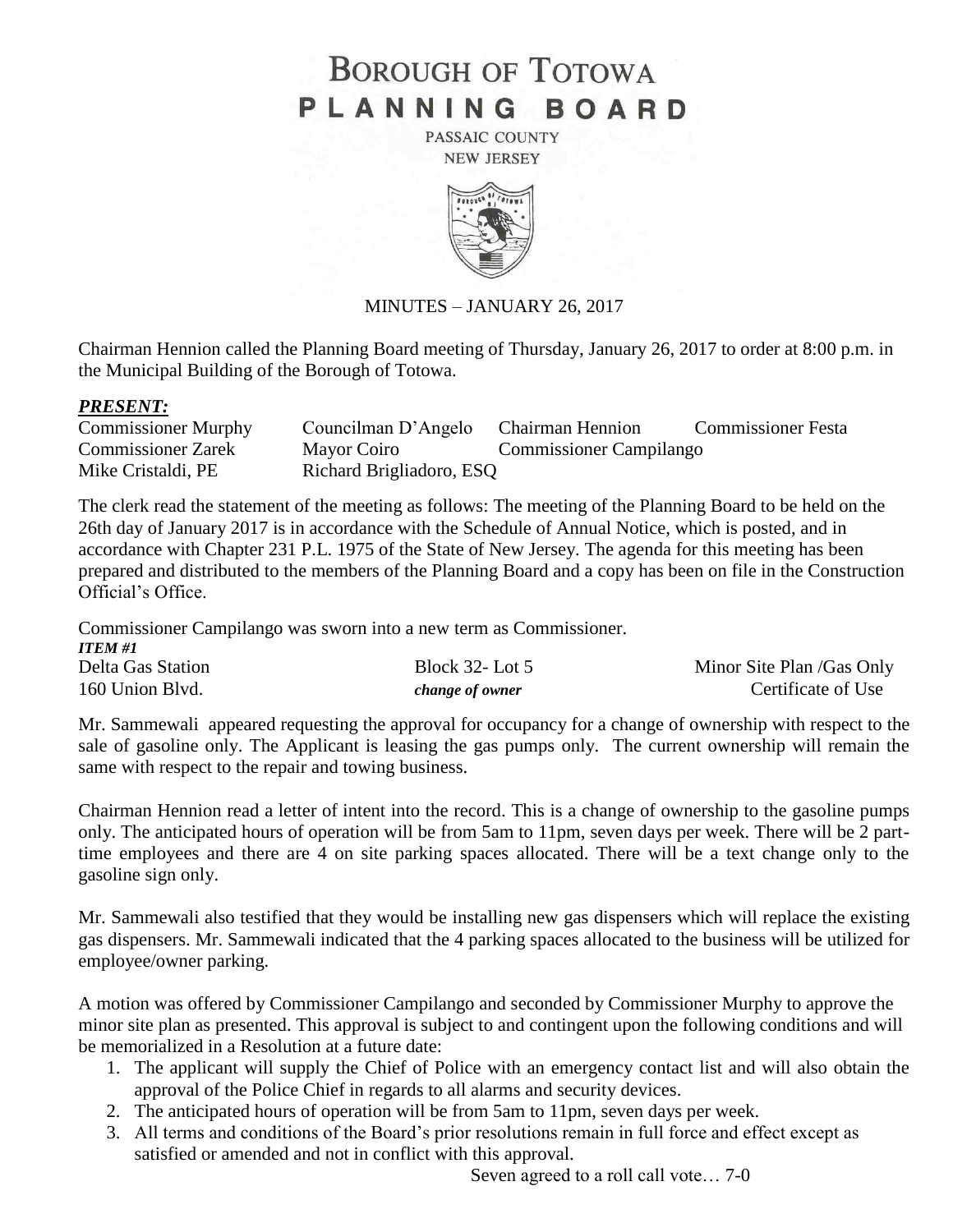# BOROUGH OF TOTOWA PLANNING BOARD

PASSAIC COUNTY
NEW JERSEY

MINUTES – JANUARY 26, 2017

Chairman Hennion called the Planning Board meeting of Thursday, January 26, 2017 to order at 8:00 p.m. in the Municipal Building of the Borough of Totowa.

***PRESENT:***

| | | | |
|---|---|---|---|
| Commissioner Murphy | Councilman D'Angelo | Chairman Hennion | Commissioner Festa |
| Commissioner Zarek | Mayor Coiro | Commissioner Campilango | |
| Mike Cristaldi, PE | Richard Brigliadoro, ESQ | | |

The clerk read the statement of the meeting as follows: The meeting of the Planning Board to be held on the 26th day of January 2017 is in accordance with the Schedule of Annual Notice, which is posted, and in accordance with Chapter 231 P.L. 1975 of the State of New Jersey. The agenda for this meeting has been prepared and distributed to the members of the Planning Board and a copy has been on file in the Construction Official's Office.

Commissioner Campilango was sworn into a new term as Commissioner.

***ITEM #1***

| | | |
|---|---|---|
| Delta Gas Station | Block 32- Lot 5 | Minor Site Plan /Gas Only |
| 160 Union Blvd. | *change of owner* | Certificate of Use |

Mr. Sammewali appeared requesting the approval for occupancy for a change of ownership with respect to the sale of gasoline only. The Applicant is leasing the gas pumps only. The current ownership will remain the same with respect to the repair and towing business.

Chairman Hennion read a letter of intent into the record. This is a change of ownership to the gasoline pumps only. The anticipated hours of operation will be from 5am to 11pm, seven days per week. There will be 2 part-time employees and there are 4 on site parking spaces allocated. There will be a text change only to the gasoline sign only.

Mr. Sammewali also testified that they would be installing new gas dispensers which will replace the existing gas dispensers. Mr. Sammewali indicated that the 4 parking spaces allocated to the business will be utilized for employee/owner parking.

A motion was offered by Commissioner Campilango and seconded by Commissioner Murphy to approve the minor site plan as presented. This approval is subject to and contingent upon the following conditions and will be memorialized in a Resolution at a future date:

1. The applicant will supply the Chief of Police with an emergency contact list and will also obtain the approval of the Police Chief in regards to all alarms and security devices.
2. The anticipated hours of operation will be from 5am to 11pm, seven days per week.
3. All terms and conditions of the Board's prior resolutions remain in full force and effect except as satisfied or amended and not in conflict with this approval.

Seven agreed to a roll call vote… 7-0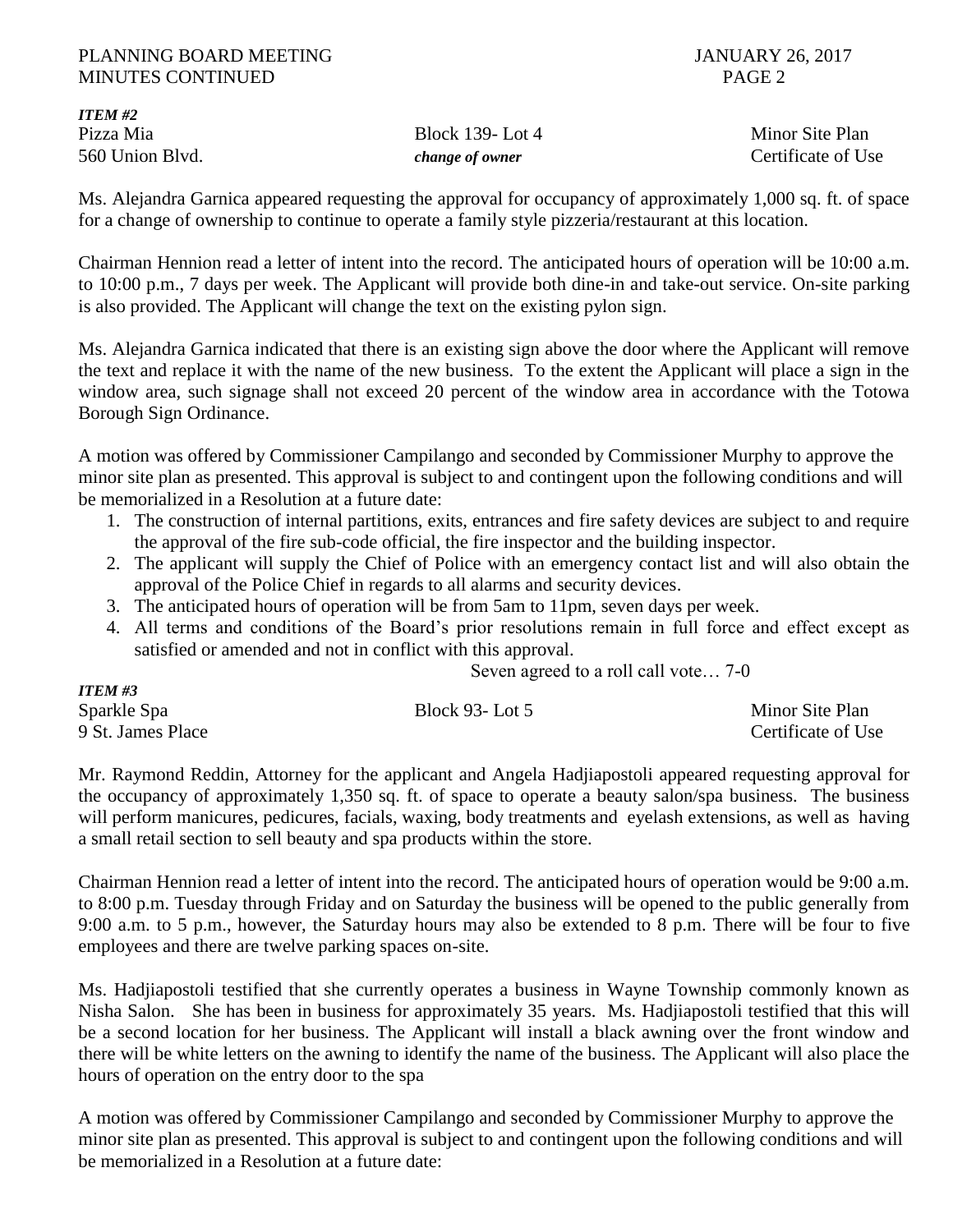***ITEM #2***

| | | |
|---|---|---|
| Pizza Mia | Block 139- Lot 4 | Minor Site Plan |
| 560 Union Blvd. | ***change of owner*** | Certificate of Use |

Ms. Alejandra Garnica appeared requesting the approval for occupancy of approximately 1,000 sq. ft. of space for a change of ownership to continue to operate a family style pizzeria/restaurant at this location.

Chairman Hennion read a letter of intent into the record. The anticipated hours of operation will be 10:00 a.m. to 10:00 p.m., 7 days per week. The Applicant will provide both dine-in and take-out service. On-site parking is also provided. The Applicant will change the text on the existing pylon sign.

Ms. Alejandra Garnica indicated that there is an existing sign above the door where the Applicant will remove the text and replace it with the name of the new business. To the extent the Applicant will place a sign in the window area, such signage shall not exceed 20 percent of the window area in accordance with the Totowa Borough Sign Ordinance.

A motion was offered by Commissioner Campilango and seconded by Commissioner Murphy to approve the minor site plan as presented. This approval is subject to and contingent upon the following conditions and will be memorialized in a Resolution at a future date:

1. The construction of internal partitions, exits, entrances and fire safety devices are subject to and require the approval of the fire sub-code official, the fire inspector and the building inspector.
2. The applicant will supply the Chief of Police with an emergency contact list and will also obtain the approval of the Police Chief in regards to all alarms and security devices.
3. The anticipated hours of operation will be from 5am to 11pm, seven days per week.
4. All terms and conditions of the Board's prior resolutions remain in full force and effect except as satisfied or amended and not in conflict with this approval.

Seven agreed to a roll call vote… 7-0

***ITEM #3***

| | | |
|---|---|---|
| Sparkle Spa | Block 93- Lot 5 | Minor Site Plan |
| 9 St. James Place | | Certificate of Use |

Mr. Raymond Reddin, Attorney for the applicant and Angela Hadjiapostoli appeared requesting approval for the occupancy of approximately 1,350 sq. ft. of space to operate a beauty salon/spa business. The business will perform manicures, pedicures, facials, waxing, body treatments and eyelash extensions, as well as having a small retail section to sell beauty and spa products within the store.

Chairman Hennion read a letter of intent into the record. The anticipated hours of operation would be 9:00 a.m. to 8:00 p.m. Tuesday through Friday and on Saturday the business will be opened to the public generally from 9:00 a.m. to 5 p.m., however, the Saturday hours may also be extended to 8 p.m. There will be four to five employees and there are twelve parking spaces on-site.

Ms. Hadjiapostoli testified that she currently operates a business in Wayne Township commonly known as Nisha Salon. She has been in business for approximately 35 years. Ms. Hadjiapostoli testified that this will be a second location for her business. The Applicant will install a black awning over the front window and there will be white letters on the awning to identify the name of the business. The Applicant will also place the hours of operation on the entry door to the spa

A motion was offered by Commissioner Campilango and seconded by Commissioner Murphy to approve the minor site plan as presented. This approval is subject to and contingent upon the following conditions and will be memorialized in a Resolution at a future date: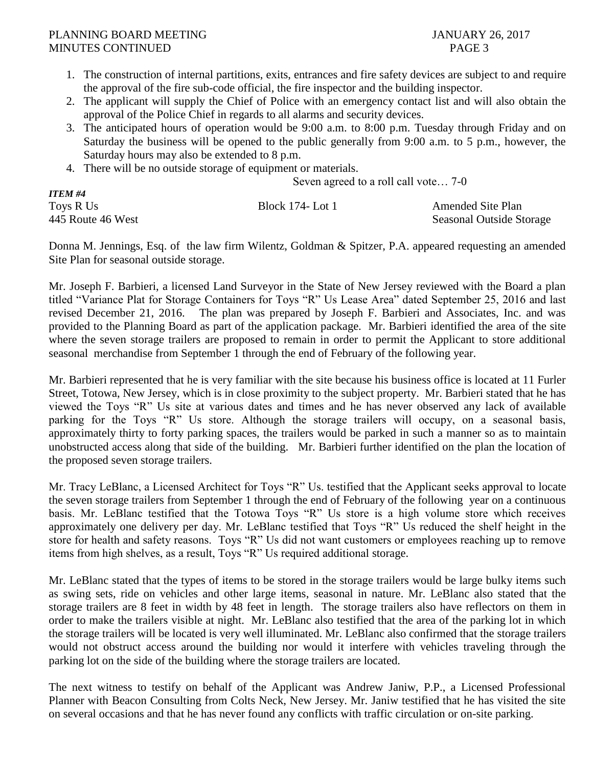1. The construction of internal partitions, exits, entrances and fire safety devices are subject to and require the approval of the fire sub-code official, the fire inspector and the building inspector.
2. The applicant will supply the Chief of Police with an emergency contact list and will also obtain the approval of the Police Chief in regards to all alarms and security devices.
3. The anticipated hours of operation would be 9:00 a.m. to 8:00 p.m. Tuesday through Friday and on Saturday the business will be opened to the public generally from 9:00 a.m. to 5 p.m., however, the Saturday hours may also be extended to 8 p.m.
4. There will be no outside storage of equipment or materials.

Seven agreed to a roll call vote… 7-0

***ITEM #4***

| | | |
|---|---|---|
| Toys R Us | Block 174- Lot 1 | Amended Site Plan |
| 445 Route 46 West | | Seasonal Outside Storage |

Donna M. Jennings, Esq. of the law firm Wilentz, Goldman & Spitzer, P.A. appeared requesting an amended Site Plan for seasonal outside storage.

Mr. Joseph F. Barbieri, a licensed Land Surveyor in the State of New Jersey reviewed with the Board a plan titled "Variance Plat for Storage Containers for Toys "R" Us Lease Area" dated September 25, 2016 and last revised December 21, 2016. The plan was prepared by Joseph F. Barbieri and Associates, Inc. and was provided to the Planning Board as part of the application package. Mr. Barbieri identified the area of the site where the seven storage trailers are proposed to remain in order to permit the Applicant to store additional seasonal merchandise from September 1 through the end of February of the following year.

Mr. Barbieri represented that he is very familiar with the site because his business office is located at 11 Furler Street, Totowa, New Jersey, which is in close proximity to the subject property. Mr. Barbieri stated that he has viewed the Toys "R" Us site at various dates and times and he has never observed any lack of available parking for the Toys "R" Us store. Although the storage trailers will occupy, on a seasonal basis, approximately thirty to forty parking spaces, the trailers would be parked in such a manner so as to maintain unobstructed access along that side of the building. Mr. Barbieri further identified on the plan the location of the proposed seven storage trailers.

Mr. Tracy LeBlanc, a Licensed Architect for Toys "R" Us. testified that the Applicant seeks approval to locate the seven storage trailers from September 1 through the end of February of the following year on a continuous basis. Mr. LeBlanc testified that the Totowa Toys "R" Us store is a high volume store which receives approximately one delivery per day. Mr. LeBlanc testified that Toys "R" Us reduced the shelf height in the store for health and safety reasons. Toys "R" Us did not want customers or employees reaching up to remove items from high shelves, as a result, Toys "R" Us required additional storage.

Mr. LeBlanc stated that the types of items to be stored in the storage trailers would be large bulky items such as swing sets, ride on vehicles and other large items, seasonal in nature. Mr. LeBlanc also stated that the storage trailers are 8 feet in width by 48 feet in length. The storage trailers also have reflectors on them in order to make the trailers visible at night. Mr. LeBlanc also testified that the area of the parking lot in which the storage trailers will be located is very well illuminated. Mr. LeBlanc also confirmed that the storage trailers would not obstruct access around the building nor would it interfere with vehicles traveling through the parking lot on the side of the building where the storage trailers are located.

The next witness to testify on behalf of the Applicant was Andrew Janiw, P.P., a Licensed Professional Planner with Beacon Consulting from Colts Neck, New Jersey. Mr. Janiw testified that he has visited the site on several occasions and that he has never found any conflicts with traffic circulation or on-site parking.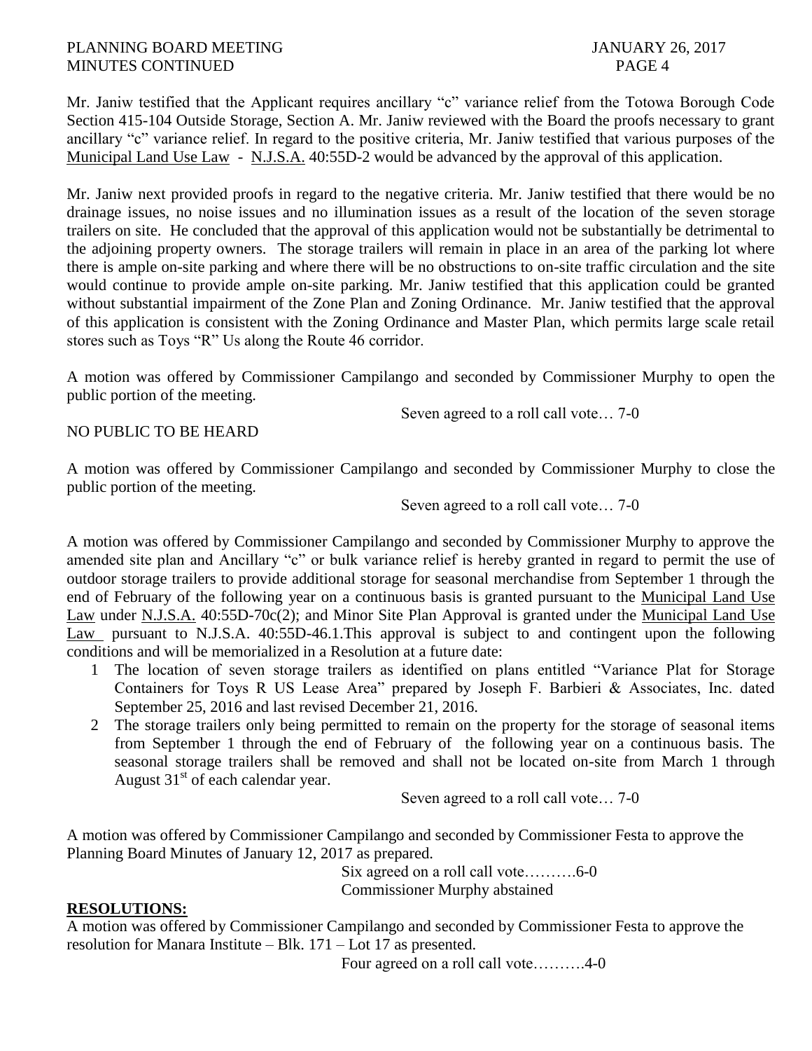Mr. Janiw testified that the Applicant requires ancillary "c" variance relief from the Totowa Borough Code Section 415-104 Outside Storage, Section A. Mr. Janiw reviewed with the Board the proofs necessary to grant ancillary "c" variance relief. In regard to the positive criteria, Mr. Janiw testified that various purposes of the Municipal Land Use Law - N.J.S.A. 40:55D-2 would be advanced by the approval of this application.

Mr. Janiw next provided proofs in regard to the negative criteria. Mr. Janiw testified that there would be no drainage issues, no noise issues and no illumination issues as a result of the location of the seven storage trailers on site. He concluded that the approval of this application would not be substantially be detrimental to the adjoining property owners. The storage trailers will remain in place in an area of the parking lot where there is ample on-site parking and where there will be no obstructions to on-site traffic circulation and the site would continue to provide ample on-site parking. Mr. Janiw testified that this application could be granted without substantial impairment of the Zone Plan and Zoning Ordinance. Mr. Janiw testified that the approval of this application is consistent with the Zoning Ordinance and Master Plan, which permits large scale retail stores such as Toys "R" Us along the Route 46 corridor.

A motion was offered by Commissioner Campilango and seconded by Commissioner Murphy to open the public portion of the meeting.

Seven agreed to a roll call vote… 7-0

NO PUBLIC TO BE HEARD

A motion was offered by Commissioner Campilango and seconded by Commissioner Murphy to close the public portion of the meeting.

Seven agreed to a roll call vote… 7-0

A motion was offered by Commissioner Campilango and seconded by Commissioner Murphy to approve the amended site plan and Ancillary "c" or bulk variance relief is hereby granted in regard to permit the use of outdoor storage trailers to provide additional storage for seasonal merchandise from September 1 through the end of February of the following year on a continuous basis is granted pursuant to the Municipal Land Use Law under N.J.S.A. 40:55D-70c(2); and Minor Site Plan Approval is granted under the Municipal Land Use Law pursuant to N.J.S.A. 40:55D-46.1.This approval is subject to and contingent upon the following conditions and will be memorialized in a Resolution at a future date:

1. The location of seven storage trailers as identified on plans entitled "Variance Plat for Storage Containers for Toys R US Lease Area" prepared by Joseph F. Barbieri & Associates, Inc. dated September 25, 2016 and last revised December 21, 2016.
2. The storage trailers only being permitted to remain on the property for the storage of seasonal items from September 1 through the end of February of the following year on a continuous basis. The seasonal storage trailers shall be removed and shall not be located on-site from March 1 through August 31st of each calendar year.

Seven agreed to a roll call vote… 7-0

A motion was offered by Commissioner Campilango and seconded by Commissioner Festa to approve the Planning Board Minutes of January 12, 2017 as prepared.

Six agreed on a roll call vote……….6-0
Commissioner Murphy abstained

**RESOLUTIONS:**

A motion was offered by Commissioner Campilango and seconded by Commissioner Festa to approve the resolution for Manara Institute – Blk. 171 – Lot 17 as presented.

Four agreed on a roll call vote……….4-0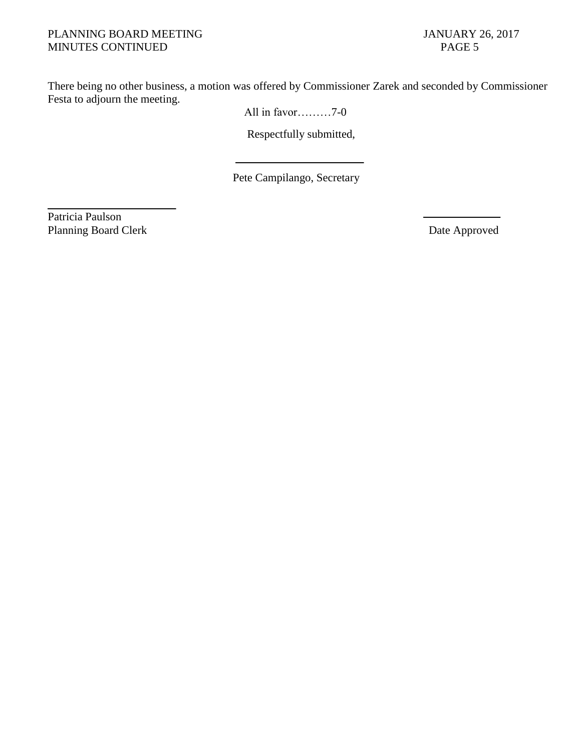There being no other business, a motion was offered by Commissioner Zarek and seconded by Commissioner Festa to adjourn the meeting.

All in favor………7-0

Respectfully submitted,

\_\_\_\_\_\_\_\_\_\_\_\_\_\_\_\_\_\_\_\_\_\_

Pete Campilango, Secretary

\_\_\_\_\_\_\_\_\_\_\_\_\_\_\_\_\_\_\_\_\_\_

Patricia Paulson
Planning Board Clerk

\_\_\_\_\_\_\_\_\_\_\_\_\_

Date Approved